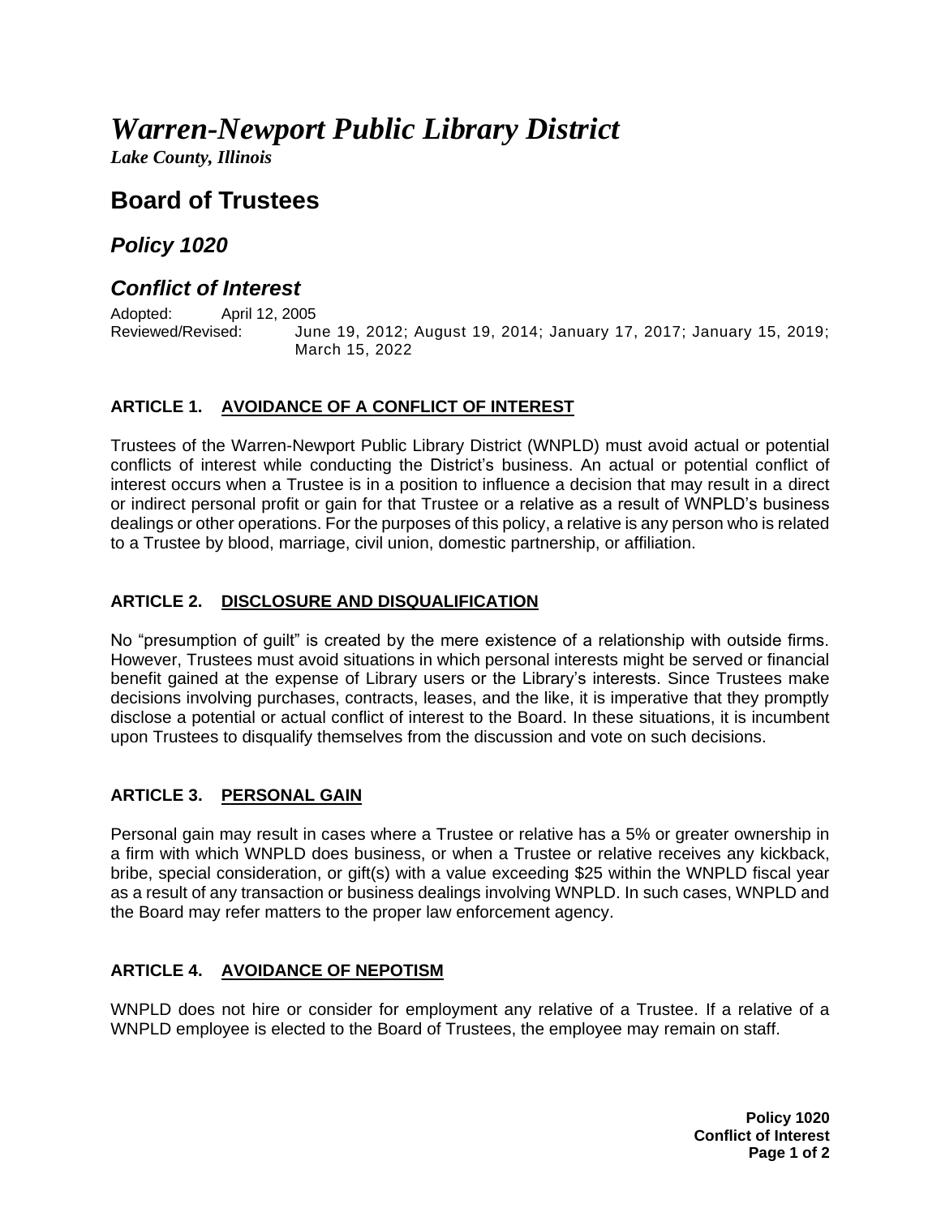# *Warren-Newport Public Library District*

***Lake County, Illinois***

## Board of Trustees

### *Policy 1020*

### *Conflict of Interest*

Adopted: April 12, 2005
Reviewed/Revised: June 19, 2012; August 19, 2014; January 17, 2017; January 15, 2019; March 15, 2022

#### ARTICLE 1. AVOIDANCE OF A CONFLICT OF INTEREST

Trustees of the Warren-Newport Public Library District (WNPLD) must avoid actual or potential conflicts of interest while conducting the District's business. An actual or potential conflict of interest occurs when a Trustee is in a position to influence a decision that may result in a direct or indirect personal profit or gain for that Trustee or a relative as a result of WNPLD's business dealings or other operations. For the purposes of this policy, a relative is any person who is related to a Trustee by blood, marriage, civil union, domestic partnership, or affiliation.

#### ARTICLE 2. DISCLOSURE AND DISQUALIFICATION

No "presumption of guilt" is created by the mere existence of a relationship with outside firms. However, Trustees must avoid situations in which personal interests might be served or financial benefit gained at the expense of Library users or the Library's interests. Since Trustees make decisions involving purchases, contracts, leases, and the like, it is imperative that they promptly disclose a potential or actual conflict of interest to the Board. In these situations, it is incumbent upon Trustees to disqualify themselves from the discussion and vote on such decisions.

#### ARTICLE 3. PERSONAL GAIN

Personal gain may result in cases where a Trustee or relative has a 5% or greater ownership in a firm with which WNPLD does business, or when a Trustee or relative receives any kickback, bribe, special consideration, or gift(s) with a value exceeding $25 within the WNPLD fiscal year as a result of any transaction or business dealings involving WNPLD. In such cases, WNPLD and the Board may refer matters to the proper law enforcement agency.

#### ARTICLE 4. AVOIDANCE OF NEPOTISM

WNPLD does not hire or consider for employment any relative of a Trustee. If a relative of a WNPLD employee is elected to the Board of Trustees, the employee may remain on staff.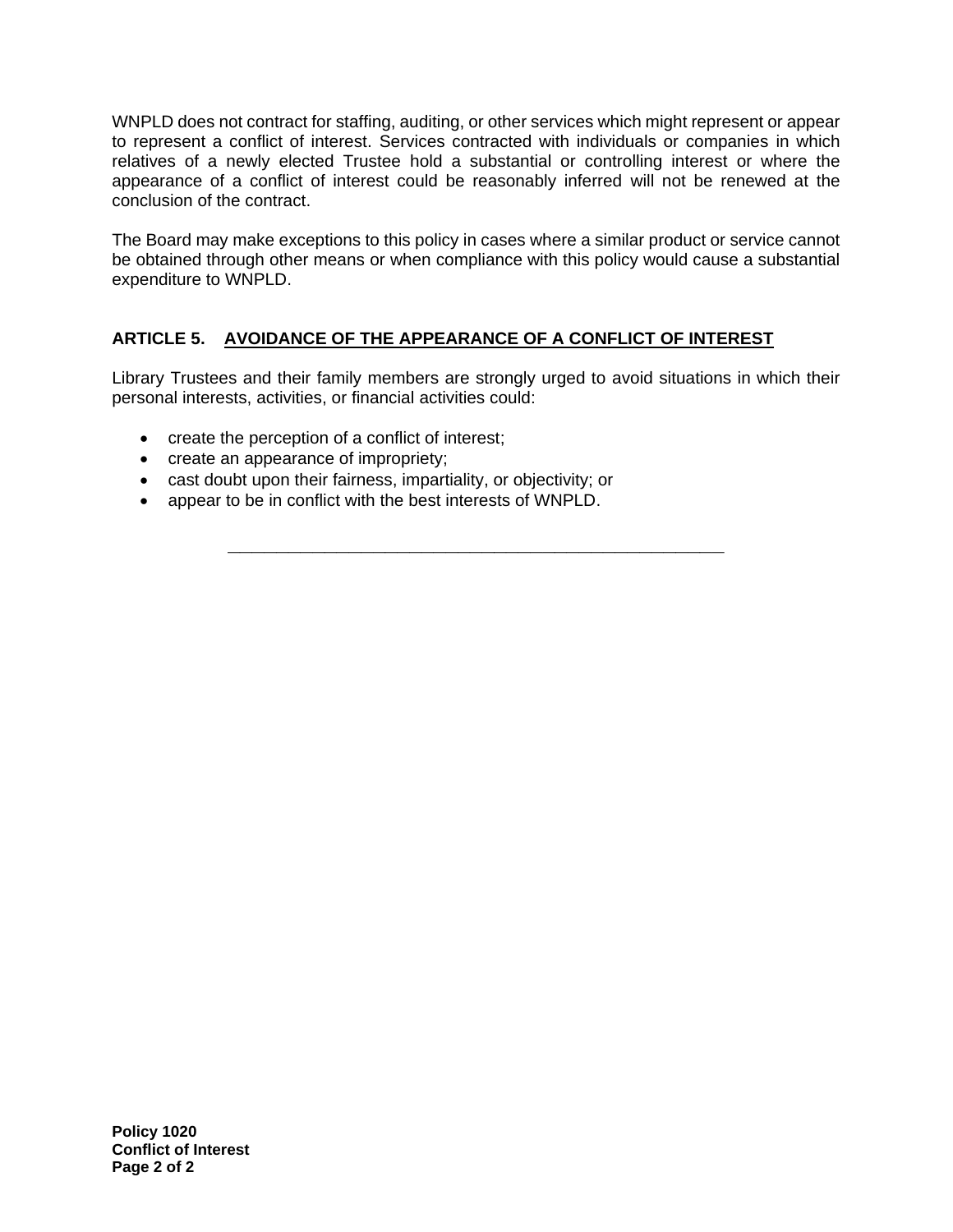WNPLD does not contract for staffing, auditing, or other services which might represent or appear to represent a conflict of interest. Services contracted with individuals or companies in which relatives of a newly elected Trustee hold a substantial or controlling interest or where the appearance of a conflict of interest could be reasonably inferred will not be renewed at the conclusion of the contract.

The Board may make exceptions to this policy in cases where a similar product or service cannot be obtained through other means or when compliance with this policy would cause a substantial expenditure to WNPLD.

## ARTICLE 5. AVOIDANCE OF THE APPEARANCE OF A CONFLICT OF INTEREST

Library Trustees and their family members are strongly urged to avoid situations in which their personal interests, activities, or financial activities could:

- create the perception of a conflict of interest;
- create an appearance of impropriety;
- cast doubt upon their fairness, impartiality, or objectivity; or
- appear to be in conflict with the best interests of WNPLD.

---